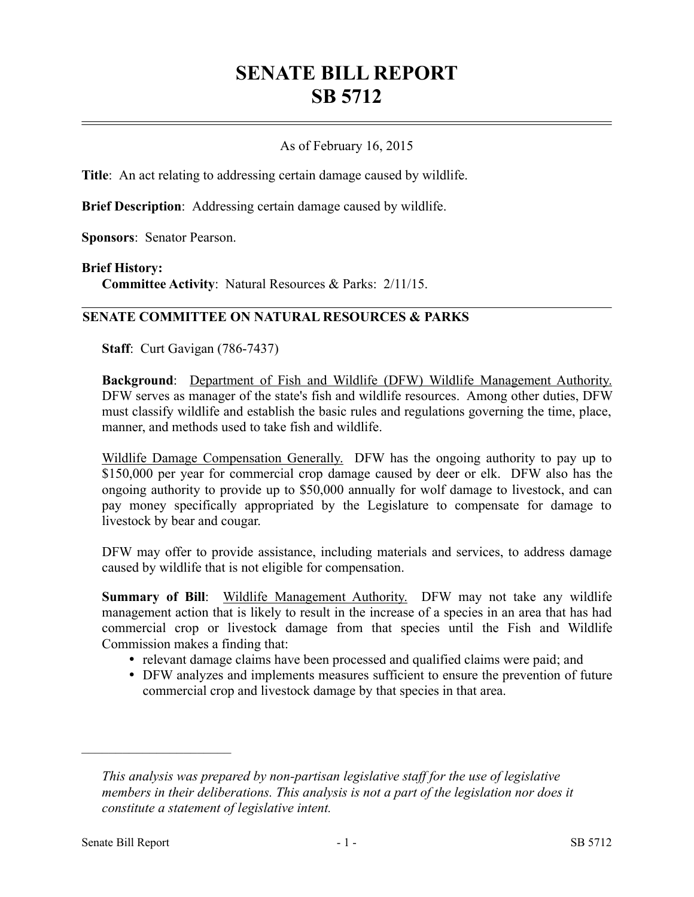# SENATE BILL REPORT
# SB 5712

As of February 16, 2015

**Title**: An act relating to addressing certain damage caused by wildlife.

**Brief Description**: Addressing certain damage caused by wildlife.

**Sponsors**: Senator Pearson.

**Brief History:**
**Committee Activity**: Natural Resources & Parks: 2/11/15.

## SENATE COMMITTEE ON NATURAL RESOURCES & PARKS

**Staff**: Curt Gavigan (786-7437)

**Background**: Department of Fish and Wildlife (DFW) Wildlife Management Authority. DFW serves as manager of the state's fish and wildlife resources. Among other duties, DFW must classify wildlife and establish the basic rules and regulations governing the time, place, manner, and methods used to take fish and wildlife.

Wildlife Damage Compensation Generally. DFW has the ongoing authority to pay up to $150,000 per year for commercial crop damage caused by deer or elk. DFW also has the ongoing authority to provide up to $50,000 annually for wolf damage to livestock, and can pay money specifically appropriated by the Legislature to compensate for damage to livestock by bear and cougar.

DFW may offer to provide assistance, including materials and services, to address damage caused by wildlife that is not eligible for compensation.

**Summary of Bill**: Wildlife Management Authority. DFW may not take any wildlife management action that is likely to result in the increase of a species in an area that has had commercial crop or livestock damage from that species until the Fish and Wildlife Commission makes a finding that:

- relevant damage claims have been processed and qualified claims were paid; and
- DFW analyzes and implements measures sufficient to ensure the prevention of future commercial crop and livestock damage by that species in that area.

---

*This analysis was prepared by non-partisan legislative staff for the use of legislative members in their deliberations. This analysis is not a part of the legislation nor does it constitute a statement of legislative intent.*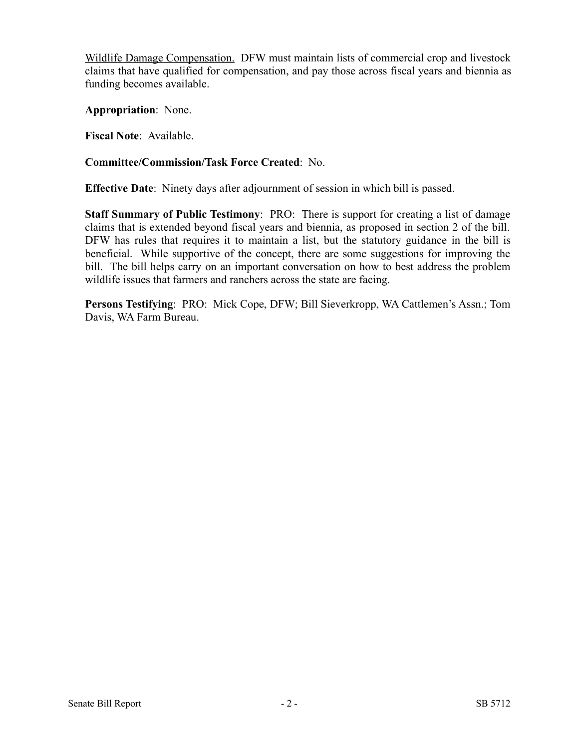Wildlife Damage Compensation. DFW must maintain lists of commercial crop and livestock claims that have qualified for compensation, and pay those across fiscal years and biennia as funding becomes available.

**Appropriation**: None.

**Fiscal Note**: Available.

**Committee/Commission/Task Force Created**: No.

**Effective Date**: Ninety days after adjournment of session in which bill is passed.

**Staff Summary of Public Testimony**: PRO: There is support for creating a list of damage claims that is extended beyond fiscal years and biennia, as proposed in section 2 of the bill. DFW has rules that requires it to maintain a list, but the statutory guidance in the bill is beneficial. While supportive of the concept, there are some suggestions for improving the bill. The bill helps carry on an important conversation on how to best address the problem wildlife issues that farmers and ranchers across the state are facing.

**Persons Testifying**: PRO: Mick Cope, DFW; Bill Sieverkropp, WA Cattlemen's Assn.; Tom Davis, WA Farm Bureau.